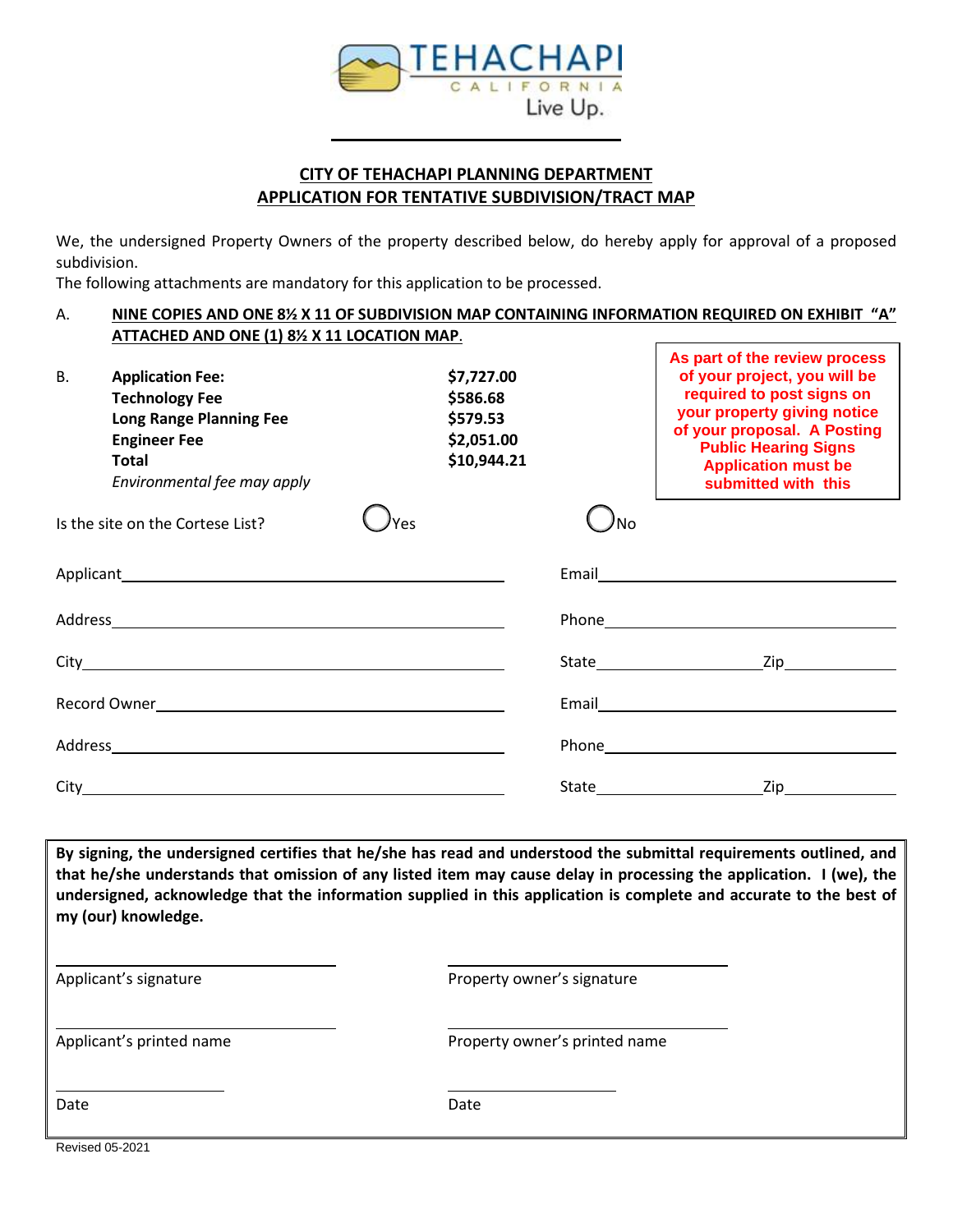TEHACHAPI
CALIFORNIA
Live Up.

## CITY OF TEHACHAPI PLANNING DEPARTMENT
## APPLICATION FOR TENTATIVE SUBDIVISION/TRACT MAP

We, the undersigned Property Owners of the property described below, do hereby apply for approval of a proposed subdivision.
The following attachments are mandatory for this application to be processed.

A. **NINE COPIES AND ONE 8½ X 11 OF SUBDIVISION MAP CONTAINING INFORMATION REQUIRED ON EXHIBIT "A" ATTACHED AND ONE (1) 8½ X 11 LOCATION MAP**.

B.

| | |
|---|---|
| **Application Fee:** | **$7,727.00** |
| **Technology Fee** | **$586.68** |
| **Long Range Planning Fee** | **$579.53** |
| **Engineer Fee** | **$2,051.00** |
| **Total** | **$10,944.21** |
| *Environmental fee may apply* | |

**As part of the review process of your project, you will be required to post signs on your property giving notice of your proposal. A Posting Public Hearing Signs Application must be submitted with this**

Is the site on the Cortese List? ◯ Yes ◯ No

Applicant_______________________ Email_______________________

Address_______________________ Phone_______________________

City_______________________ State_____________ Zip___________

Record Owner_______________________ Email_______________________

Address_______________________ Phone_______________________

City_______________________ State_____________ Zip___________

**By signing, the undersigned certifies that he/she has read and understood the submittal requirements outlined, and that he/she understands that omission of any listed item may cause delay in processing the application. I (we), the undersigned, acknowledge that the information supplied in this application is complete and accurate to the best of my (our) knowledge.**

_______________________ _______________________
Applicant's signature Property owner's signature

_______________________ _______________________
Applicant's printed name Property owner's printed name

_______________ _______________
Date Date

Revised 05-2021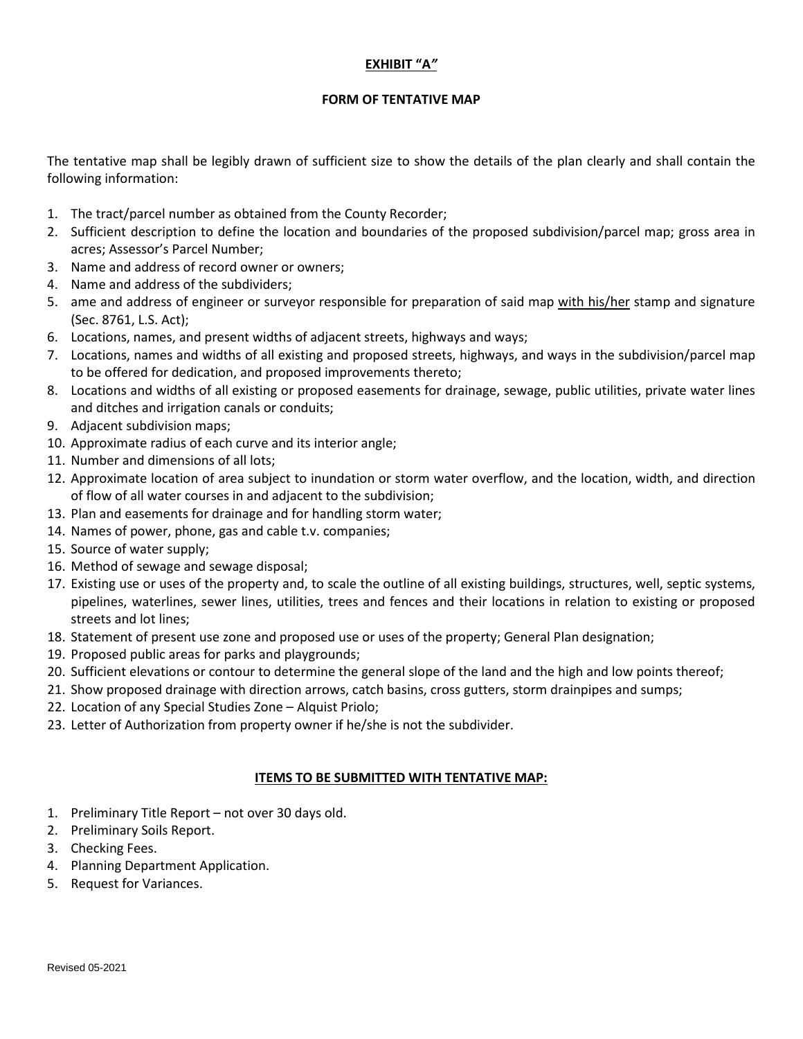**EXHIBIT "A"**

**FORM OF TENTATIVE MAP**

The tentative map shall be legibly drawn of sufficient size to show the details of the plan clearly and shall contain the following information:

1. The tract/parcel number as obtained from the County Recorder;
2. Sufficient description to define the location and boundaries of the proposed subdivision/parcel map; gross area in acres; Assessor's Parcel Number;
3. Name and address of record owner or owners;
4. Name and address of the subdividers;
5. ame and address of engineer or surveyor responsible for preparation of said map with his/her stamp and signature (Sec. 8761, L.S. Act);
6. Locations, names, and present widths of adjacent streets, highways and ways;
7. Locations, names and widths of all existing and proposed streets, highways, and ways in the subdivision/parcel map to be offered for dedication, and proposed improvements thereto;
8. Locations and widths of all existing or proposed easements for drainage, sewage, public utilities, private water lines and ditches and irrigation canals or conduits;
9. Adjacent subdivision maps;
10. Approximate radius of each curve and its interior angle;
11. Number and dimensions of all lots;
12. Approximate location of area subject to inundation or storm water overflow, and the location, width, and direction of flow of all water courses in and adjacent to the subdivision;
13. Plan and easements for drainage and for handling storm water;
14. Names of power, phone, gas and cable t.v. companies;
15. Source of water supply;
16. Method of sewage and sewage disposal;
17. Existing use or uses of the property and, to scale the outline of all existing buildings, structures, well, septic systems, pipelines, waterlines, sewer lines, utilities, trees and fences and their locations in relation to existing or proposed streets and lot lines;
18. Statement of present use zone and proposed use or uses of the property; General Plan designation;
19. Proposed public areas for parks and playgrounds;
20. Sufficient elevations or contour to determine the general slope of the land and the high and low points thereof;
21. Show proposed drainage with direction arrows, catch basins, cross gutters, storm drainpipes and sumps;
22. Location of any Special Studies Zone – Alquist Priolo;
23. Letter of Authorization from property owner if he/she is not the subdivider.

**ITEMS TO BE SUBMITTED WITH TENTATIVE MAP:**

1. Preliminary Title Report – not over 30 days old.
2. Preliminary Soils Report.
3. Checking Fees.
4. Planning Department Application.
5. Request for Variances.

Revised 05-2021